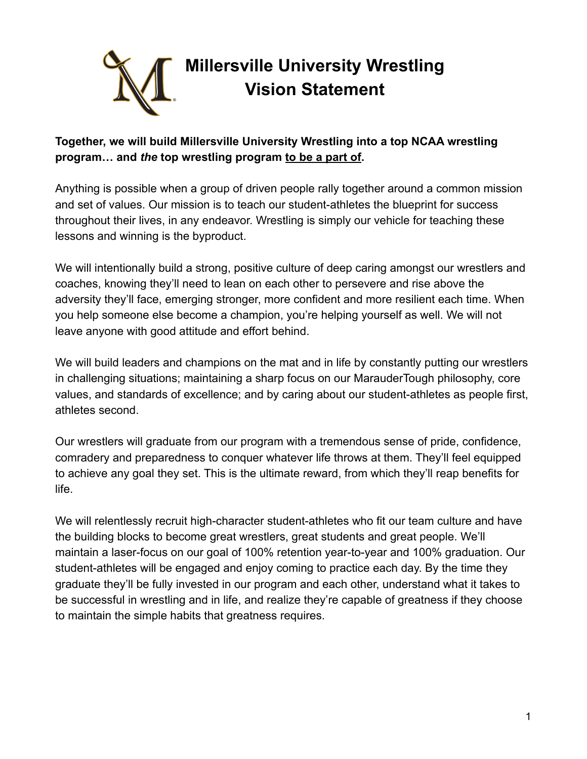# Millersville University Wrestling Vision Statement

**Together, we will build Millersville University Wrestling into a top NCAA wrestling program… and *the* top wrestling program <u>to be a part of</u>.**

Anything is possible when a group of driven people rally together around a common mission and set of values. Our mission is to teach our student-athletes the blueprint for success throughout their lives, in any endeavor. Wrestling is simply our vehicle for teaching these lessons and winning is the byproduct.

We will intentionally build a strong, positive culture of deep caring amongst our wrestlers and coaches, knowing they'll need to lean on each other to persevere and rise above the adversity they'll face, emerging stronger, more confident and more resilient each time. When you help someone else become a champion, you're helping yourself as well. We will not leave anyone with good attitude and effort behind.

We will build leaders and champions on the mat and in life by constantly putting our wrestlers in challenging situations; maintaining a sharp focus on our MarauderTough philosophy, core values, and standards of excellence; and by caring about our student-athletes as people first, athletes second.

Our wrestlers will graduate from our program with a tremendous sense of pride, confidence, comradery and preparedness to conquer whatever life throws at them. They'll feel equipped to achieve any goal they set. This is the ultimate reward, from which they'll reap benefits for life.

We will relentlessly recruit high-character student-athletes who fit our team culture and have the building blocks to become great wrestlers, great students and great people. We'll maintain a laser-focus on our goal of 100% retention year-to-year and 100% graduation. Our student-athletes will be engaged and enjoy coming to practice each day. By the time they graduate they'll be fully invested in our program and each other, understand what it takes to be successful in wrestling and in life, and realize they're capable of greatness if they choose to maintain the simple habits that greatness requires.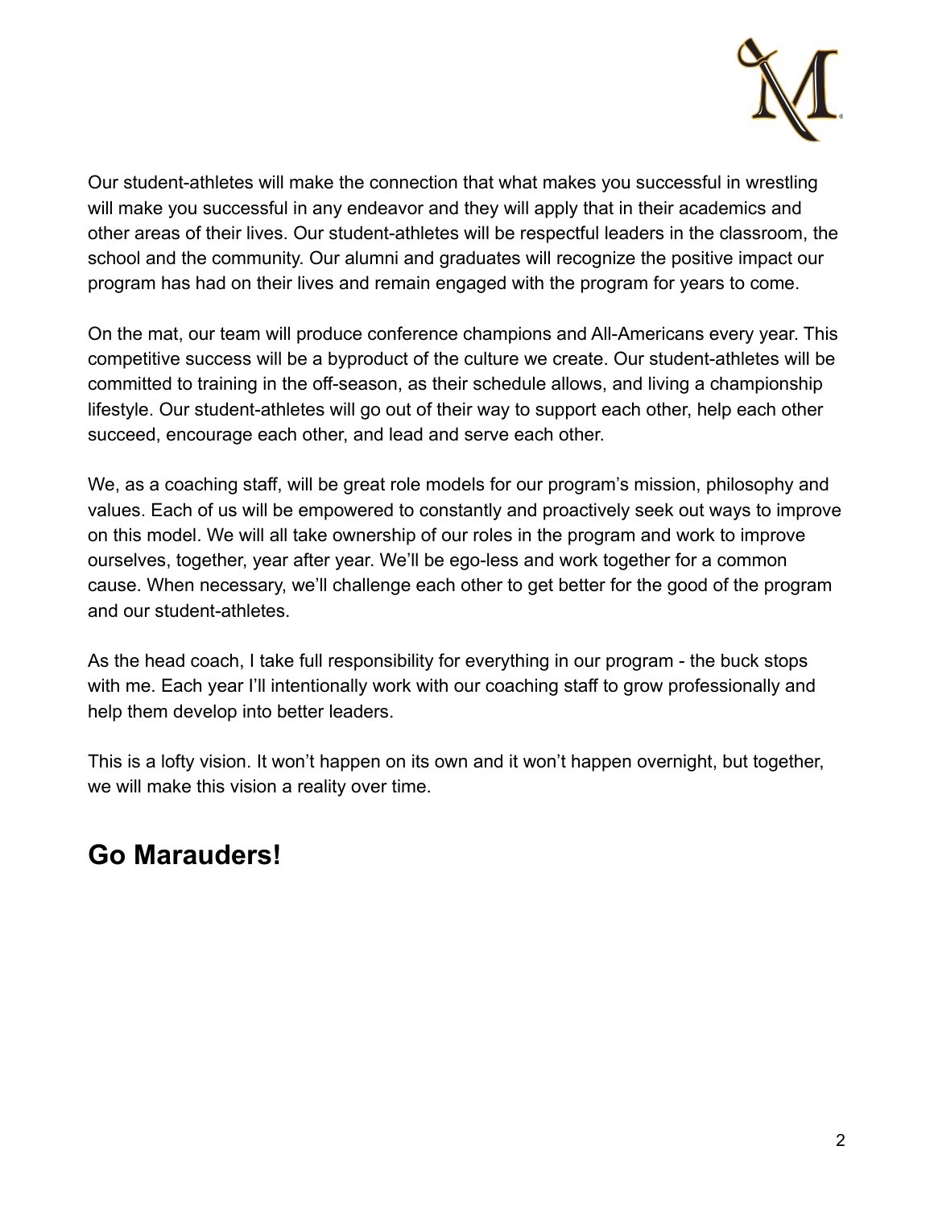Our student-athletes will make the connection that what makes you successful in wrestling will make you successful in any endeavor and they will apply that in their academics and other areas of their lives. Our student-athletes will be respectful leaders in the classroom, the school and the community. Our alumni and graduates will recognize the positive impact our program has had on their lives and remain engaged with the program for years to come.

On the mat, our team will produce conference champions and All-Americans every year. This competitive success will be a byproduct of the culture we create. Our student-athletes will be committed to training in the off-season, as their schedule allows, and living a championship lifestyle. Our student-athletes will go out of their way to support each other, help each other succeed, encourage each other, and lead and serve each other.

We, as a coaching staff, will be great role models for our program's mission, philosophy and values. Each of us will be empowered to constantly and proactively seek out ways to improve on this model. We will all take ownership of our roles in the program and work to improve ourselves, together, year after year. We'll be ego-less and work together for a common cause. When necessary, we'll challenge each other to get better for the good of the program and our student-athletes.

As the head coach, I take full responsibility for everything in our program - the buck stops with me. Each year I'll intentionally work with our coaching staff to grow professionally and help them develop into better leaders.

This is a lofty vision. It won't happen on its own and it won't happen overnight, but together, we will make this vision a reality over time.

## Go Marauders!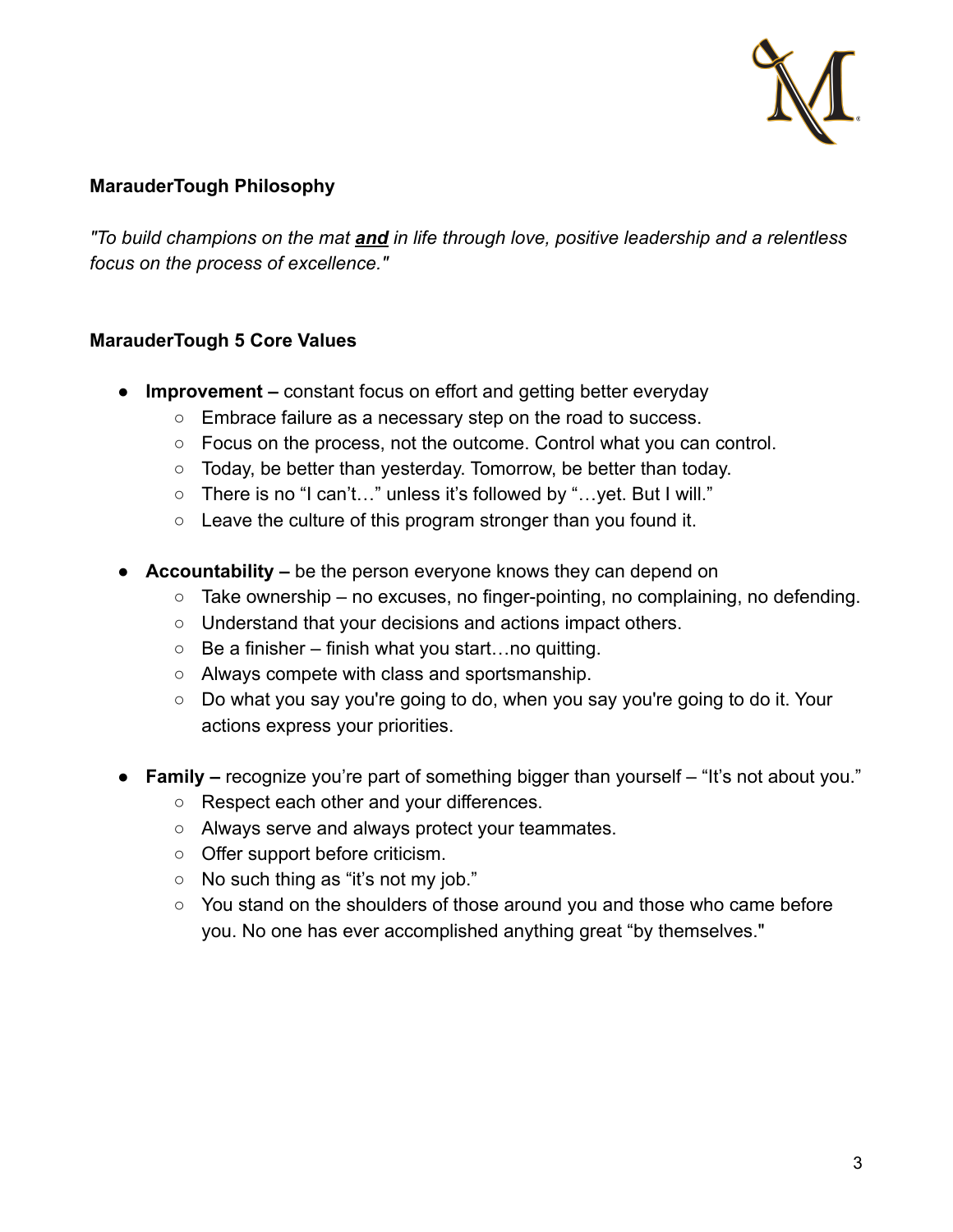**MarauderTough Philosophy**

*"To build champions on the mat **and** in life through love, positive leadership and a relentless focus on the process of excellence."*

**MarauderTough 5 Core Values**

- **Improvement –** constant focus on effort and getting better everyday
  - Embrace failure as a necessary step on the road to success.
  - Focus on the process, not the outcome. Control what you can control.
  - Today, be better than yesterday. Tomorrow, be better than today.
  - There is no "I can't…" unless it's followed by "…yet. But I will."
  - Leave the culture of this program stronger than you found it.

- **Accountability –** be the person everyone knows they can depend on
  - Take ownership – no excuses, no finger-pointing, no complaining, no defending.
  - Understand that your decisions and actions impact others.
  - Be a finisher – finish what you start…no quitting.
  - Always compete with class and sportsmanship.
  - Do what you say you're going to do, when you say you're going to do it. Your actions express your priorities.

- **Family –** recognize you're part of something bigger than yourself – "It's not about you."
  - Respect each other and your differences.
  - Always serve and always protect your teammates.
  - Offer support before criticism.
  - No such thing as "it's not my job."
  - You stand on the shoulders of those around you and those who came before you. No one has ever accomplished anything great "by themselves."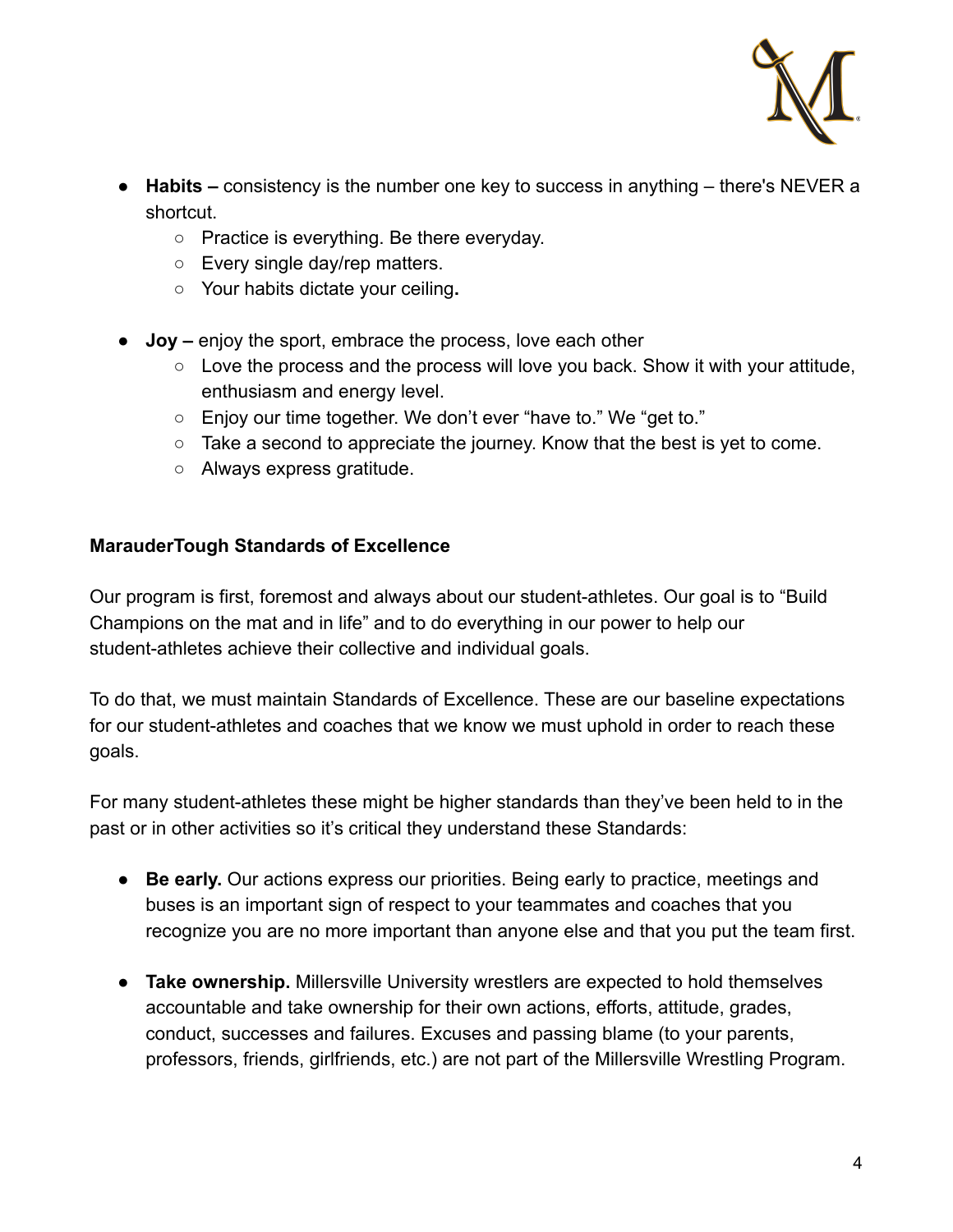- **Habits –** consistency is the number one key to success in anything – there's NEVER a shortcut.
    - Practice is everything. Be there everyday.
    - Every single day/rep matters.
    - Your habits dictate your ceiling**.**

- **Joy –** enjoy the sport, embrace the process, love each other
    - Love the process and the process will love you back. Show it with your attitude, enthusiasm and energy level.
    - Enjoy our time together. We don't ever "have to." We "get to."
    - Take a second to appreciate the journey. Know that the best is yet to come.
    - Always express gratitude.

**MarauderTough Standards of Excellence**

Our program is first, foremost and always about our student-athletes. Our goal is to "Build Champions on the mat and in life" and to do everything in our power to help our student-athletes achieve their collective and individual goals.

To do that, we must maintain Standards of Excellence. These are our baseline expectations for our student-athletes and coaches that we know we must uphold in order to reach these goals.

For many student-athletes these might be higher standards than they've been held to in the past or in other activities so it's critical they understand these Standards:

- **Be early.** Our actions express our priorities. Being early to practice, meetings and buses is an important sign of respect to your teammates and coaches that you recognize you are no more important than anyone else and that you put the team first.

- **Take ownership.** Millersville University wrestlers are expected to hold themselves accountable and take ownership for their own actions, efforts, attitude, grades, conduct, successes and failures. Excuses and passing blame (to your parents, professors, friends, girlfriends, etc.) are not part of the Millersville Wrestling Program.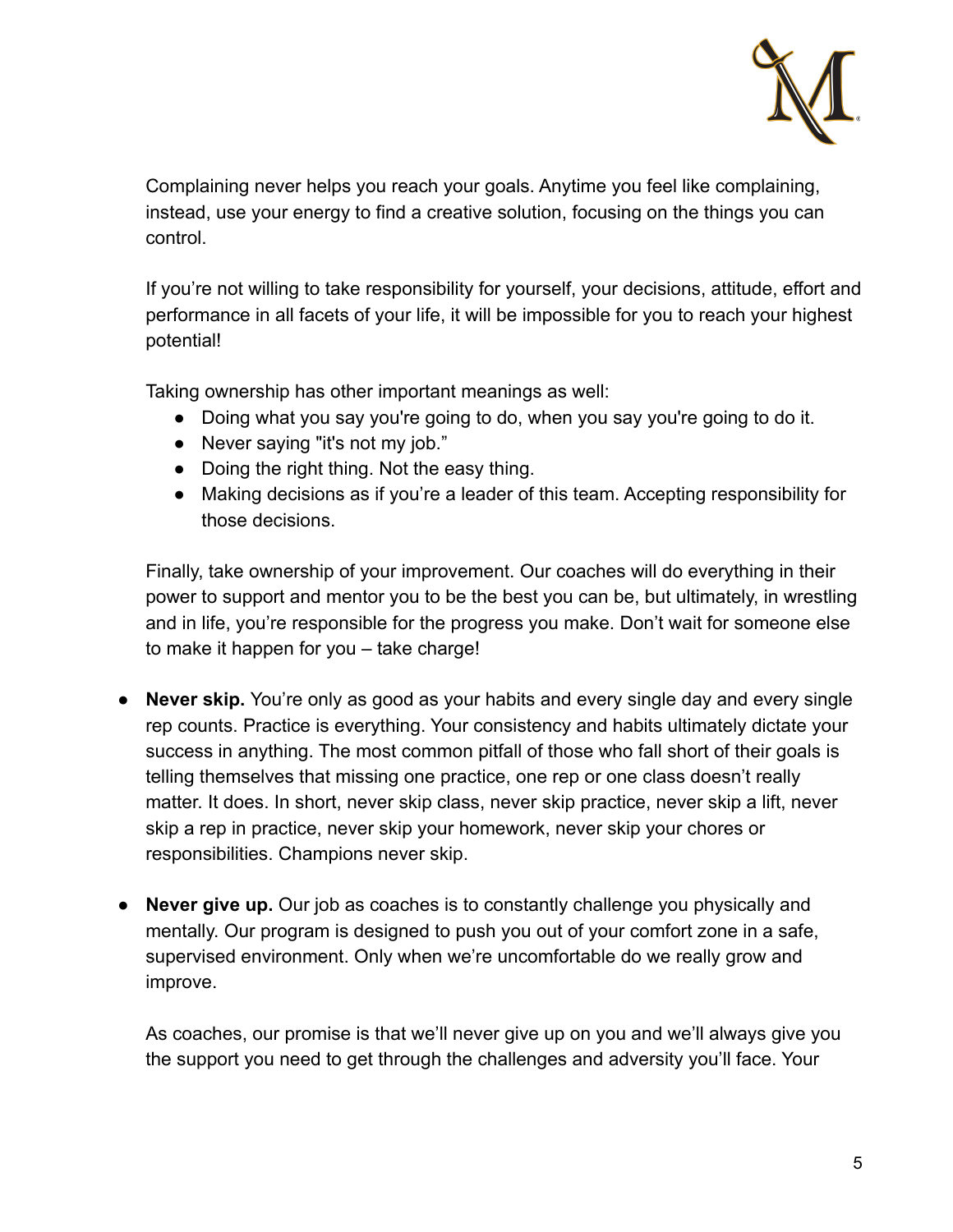Complaining never helps you reach your goals. Anytime you feel like complaining, instead, use your energy to find a creative solution, focusing on the things you can control.

If you're not willing to take responsibility for yourself, your decisions, attitude, effort and performance in all facets of your life, it will be impossible for you to reach your highest potential!

Taking ownership has other important meanings as well:

- Doing what you say you're going to do, when you say you're going to do it.
- Never saying "it's not my job."
- Doing the right thing. Not the easy thing.
- Making decisions as if you're a leader of this team. Accepting responsibility for those decisions.

Finally, take ownership of your improvement. Our coaches will do everything in their power to support and mentor you to be the best you can be, but ultimately, in wrestling and in life, you're responsible for the progress you make. Don't wait for someone else to make it happen for you – take charge!

- **Never skip.** You're only as good as your habits and every single day and every single rep counts. Practice is everything. Your consistency and habits ultimately dictate your success in anything. The most common pitfall of those who fall short of their goals is telling themselves that missing one practice, one rep or one class doesn't really matter. It does. In short, never skip class, never skip practice, never skip a lift, never skip a rep in practice, never skip your homework, never skip your chores or responsibilities. Champions never skip.

- **Never give up.** Our job as coaches is to constantly challenge you physically and mentally. Our program is designed to push you out of your comfort zone in a safe, supervised environment. Only when we're uncomfortable do we really grow and improve.

  As coaches, our promise is that we'll never give up on you and we'll always give you the support you need to get through the challenges and adversity you'll face. Your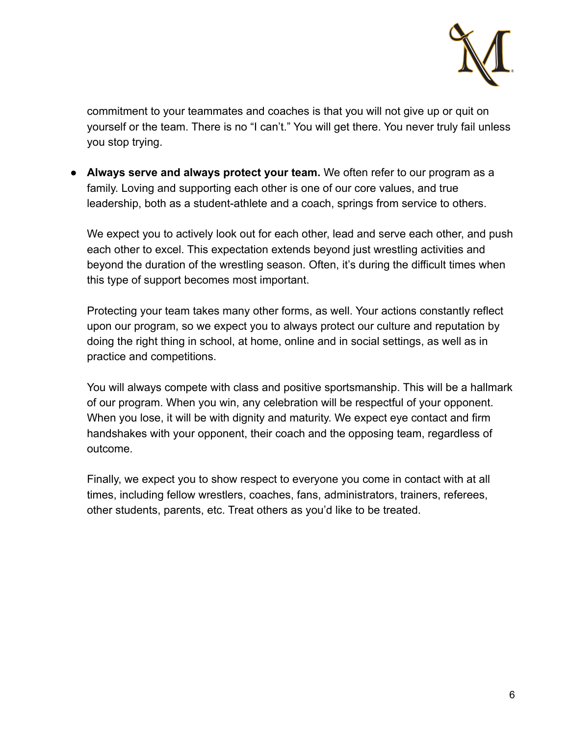commitment to your teammates and coaches is that you will not give up or quit on yourself or the team. There is no "I can't." You will get there. You never truly fail unless you stop trying.

- **Always serve and always protect your team.** We often refer to our program as a family. Loving and supporting each other is one of our core values, and true leadership, both as a student-athlete and a coach, springs from service to others.

  We expect you to actively look out for each other, lead and serve each other, and push each other to excel. This expectation extends beyond just wrestling activities and beyond the duration of the wrestling season. Often, it's during the difficult times when this type of support becomes most important.

  Protecting your team takes many other forms, as well. Your actions constantly reflect upon our program, so we expect you to always protect our culture and reputation by doing the right thing in school, at home, online and in social settings, as well as in practice and competitions.

  You will always compete with class and positive sportsmanship. This will be a hallmark of our program. When you win, any celebration will be respectful of your opponent. When you lose, it will be with dignity and maturity. We expect eye contact and firm handshakes with your opponent, their coach and the opposing team, regardless of outcome.

  Finally, we expect you to show respect to everyone you come in contact with at all times, including fellow wrestlers, coaches, fans, administrators, trainers, referees, other students, parents, etc. Treat others as you'd like to be treated.